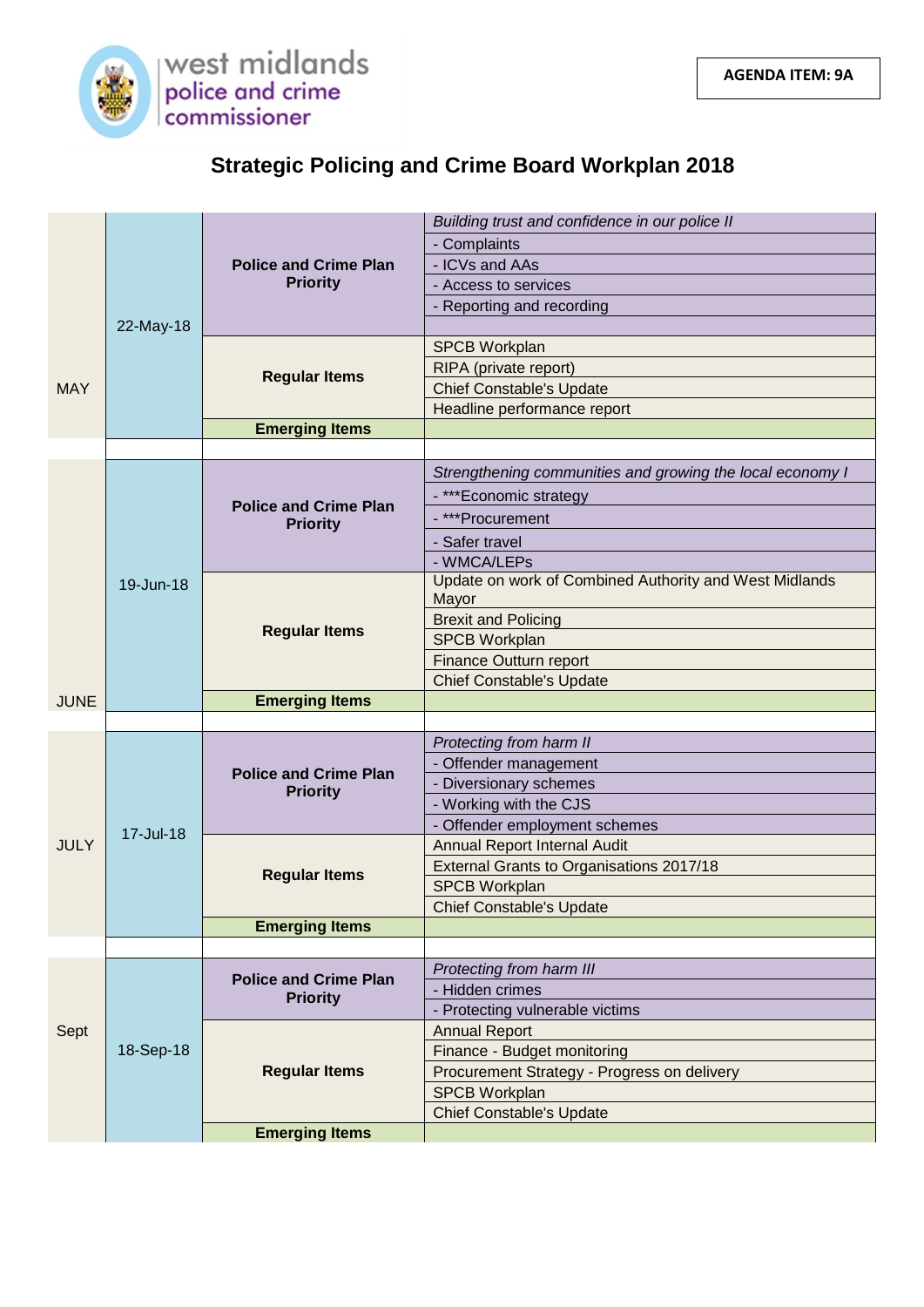AGENDA ITEM: 9A

# Strategic Policing and Crime Board Workplan 2018

| Month | Date | Category | Item |
|---|---|---|---|
| MAY | 22-May-18 | **Police and Crime Plan Priority** | *Building trust and confidence in our police II* |
| | | | - Complaints |
| | | | - ICVs and AAs |
| | | | - Access to services |
| | | | - Reporting and recording |
| | | | |
| | | **Regular Items** | SPCB Workplan |
| | | | RIPA (private report) |
| | | | Chief Constable's Update |
| | | | Headline performance report |
| | | **Emerging Items** | |
| | | | |
| JUNE | 19-Jun-18 | **Police and Crime Plan Priority** | *Strengthening communities and growing the local economy I* |
| | | | - ***Economic strategy |
| | | | - ***Procurement |
| | | | - Safer travel |
| | | | - WMCA/LEPs |
| | | **Regular Items** | Update on work of Combined Authority and West Midlands Mayor |
| | | | Brexit and Policing |
| | | | SPCB Workplan |
| | | | Finance Outturn report |
| | | | Chief Constable's Update |
| | | **Emerging Items** | |
| | | | |
| JULY | 17-Jul-18 | **Police and Crime Plan Priority** | *Protecting from harm II* |
| | | | - Offender management |
| | | | - Diversionary schemes |
| | | | - Working with the CJS |
| | | | - Offender employment schemes |
| | | **Regular Items** | Annual Report Internal Audit |
| | | | External Grants to Organisations 2017/18 |
| | | | SPCB Workplan |
| | | | Chief Constable's Update |
| | | **Emerging Items** | |
| | | | |
| Sept | 18-Sep-18 | **Police and Crime Plan Priority** | *Protecting from harm III* |
| | | | - Hidden crimes |
| | | | - Protecting vulnerable victims |
| | | **Regular Items** | Annual Report |
| | | | Finance - Budget monitoring |
| | | | Procurement Strategy - Progress on delivery |
| | | | SPCB Workplan |
| | | | Chief Constable's Update |
| | | **Emerging Items** | |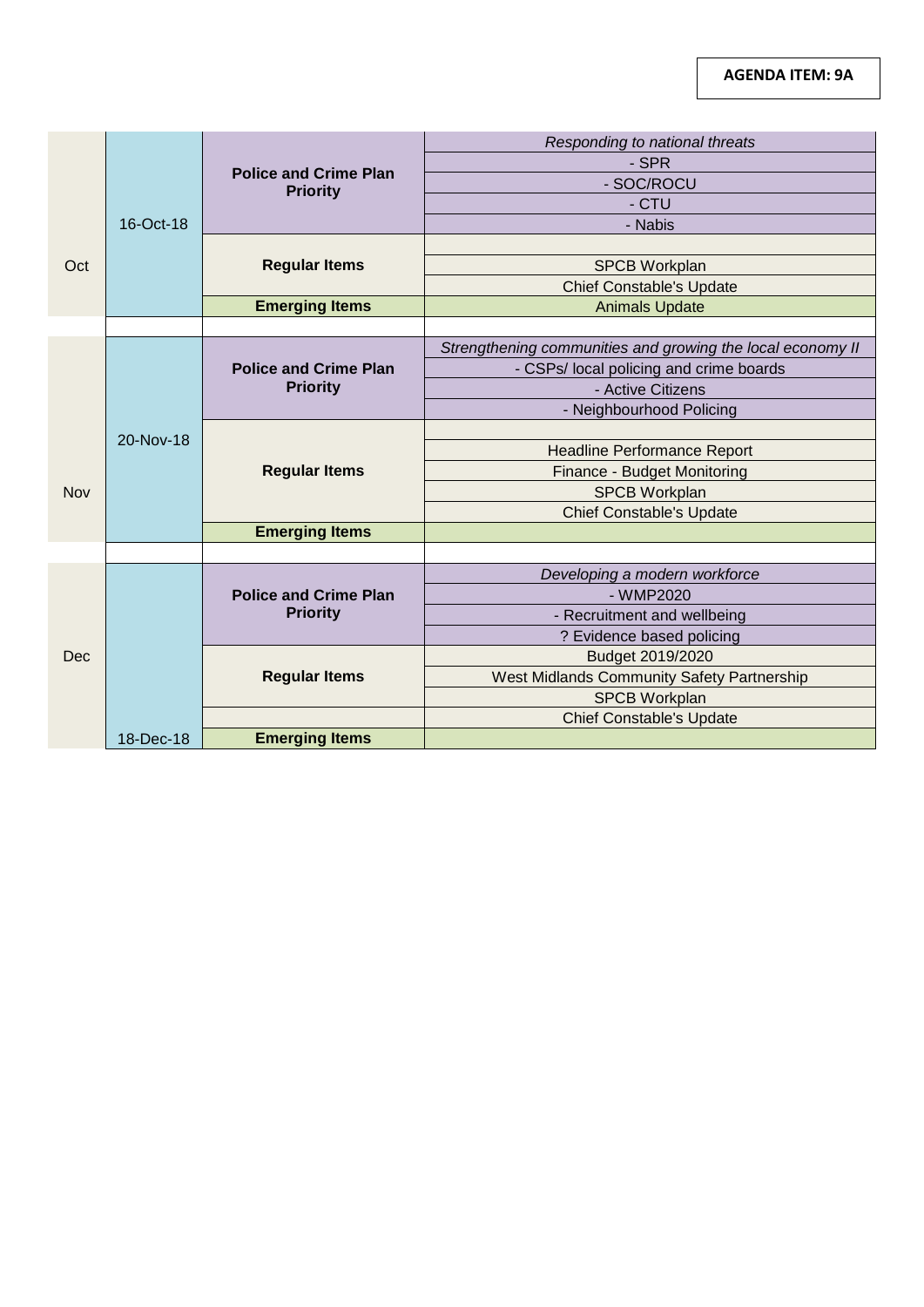**AGENDA ITEM: 9A**

| | | | |
|---|---|---|---|
| Oct | 16-Oct-18 | **Police and Crime Plan Priority** | *Responding to national threats* |
| | | | - SPR |
| | | | - SOC/ROCU |
| | | | - CTU |
| | | | - Nabis |
| | | **Regular Items** | |
| | | | SPCB Workplan |
| | | | Chief Constable's Update |
| | | **Emerging Items** | Animals Update |
| | | | |
| Nov | 20-Nov-18 | **Police and Crime Plan Priority** | *Strengthening communities and growing the local economy II* |
| | | | - CSPs/ local policing and crime boards |
| | | | - Active Citizens |
| | | | - Neighbourhood Policing |
| | | **Regular Items** | |
| | | | Headline Performance Report |
| | | | Finance - Budget Monitoring |
| | | | SPCB Workplan |
| | | | Chief Constable's Update |
| | | **Emerging Items** | |
| | | | |
| Dec | 18-Dec-18 | **Police and Crime Plan Priority** | *Developing a modern workforce* |
| | | | - WMP2020 |
| | | | - Recruitment and wellbeing |
| | | | ? Evidence based policing |
| | | **Regular Items** | Budget 2019/2020 |
| | | | West Midlands Community Safety Partnership |
| | | | SPCB Workplan |
| | | | Chief Constable's Update |
| | | **Emerging Items** | |